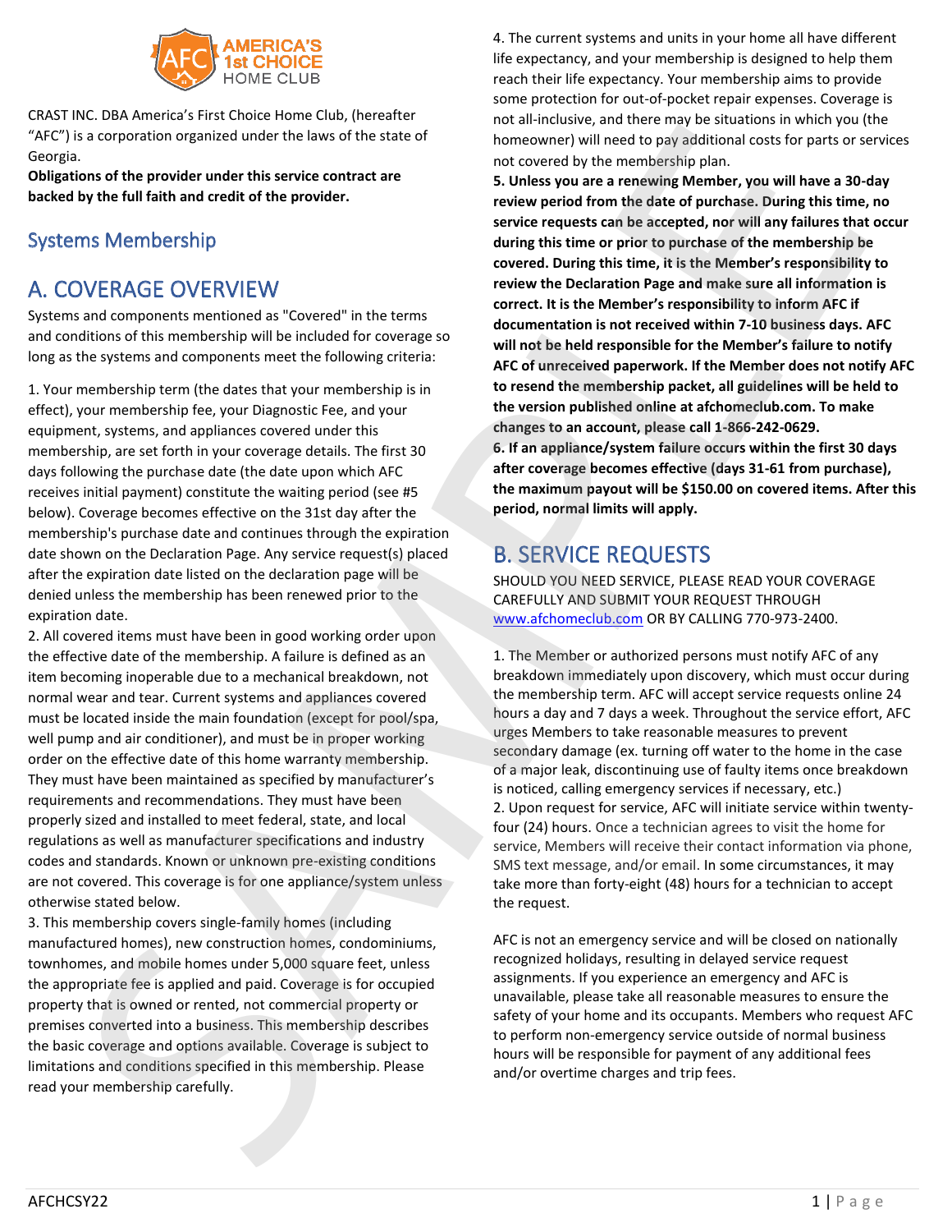CRAST INC. DBA America's First Choice Home Club, (hereafter "AFC") is a corporation organized under the laws of the state of Georgia.

**Obligations of the provider under this service contract are backed by the full faith and credit of the provider.**

# Systems Membership

## A. COVERAGE OVERVIEW

Systems and components mentioned as "Covered" in the terms and conditions of this membership will be included for coverage so long as the systems and components meet the following criteria:

1. Your membership term (the dates that your membership is in effect), your membership fee, your Diagnostic Fee, and your equipment, systems, and appliances covered under this membership, are set forth in your coverage details. The first 30 days following the purchase date (the date upon which AFC receives initial payment) constitute the waiting period (see #5 below). Coverage becomes effective on the 31st day after the membership's purchase date and continues through the expiration date shown on the Declaration Page. Any service request(s) placed after the expiration date listed on the declaration page will be denied unless the membership has been renewed prior to the expiration date.
2. All covered items must have been in good working order upon the effective date of the membership. A failure is defined as an item becoming inoperable due to a mechanical breakdown, not normal wear and tear. Current systems and appliances covered must be located inside the main foundation (except for pool/spa, well pump and air conditioner), and must be in proper working order on the effective date of this home warranty membership. They must have been maintained as specified by manufacturer's requirements and recommendations. They must have been properly sized and installed to meet federal, state, and local regulations as well as manufacturer specifications and industry codes and standards. Known or unknown pre-existing conditions are not covered. This coverage is for one appliance/system unless otherwise stated below.
3. This membership covers single-family homes (including manufactured homes), new construction homes, condominiums, townhomes, and mobile homes under 5,000 square feet, unless the appropriate fee is applied and paid. Coverage is for occupied property that is owned or rented, not commercial property or premises converted into a business. This membership describes the basic coverage and options available. Coverage is subject to limitations and conditions specified in this membership. Please read your membership carefully.
4. The current systems and units in your home all have different life expectancy, and your membership is designed to help them reach their life expectancy. Your membership aims to provide some protection for out-of-pocket repair expenses. Coverage is not all-inclusive, and there may be situations in which you (the homeowner) will need to pay additional costs for parts or services not covered by the membership plan.
5. **Unless you are a renewing Member, you will have a 30-day review period from the date of purchase. During this time, no service requests can be accepted, nor will any failures that occur during this time or prior to purchase of the membership be covered. During this time, it is the Member's responsibility to review the Declaration Page and make sure all information is correct. It is the Member's responsibility to inform AFC if documentation is not received within 7-10 business days. AFC will not be held responsible for the Member's failure to notify AFC of unreceived paperwork. If the Member does not notify AFC to resend the membership packet, all guidelines will be held to the version published online at afchomeclub.com. To make changes to an account, please call 1-866-242-0629.**
6. **If an appliance/system failure occurs within the first 30 days after coverage becomes effective (days 31-61 from purchase), the maximum payout will be $150.00 on covered items. After this period, normal limits will apply.**

## B. SERVICE REQUESTS

SHOULD YOU NEED SERVICE, PLEASE READ YOUR COVERAGE CAREFULLY AND SUBMIT YOUR REQUEST THROUGH www.afchomeclub.com OR BY CALLING 770-973-2400.

1. The Member or authorized persons must notify AFC of any breakdown immediately upon discovery, which must occur during the membership term. AFC will accept service requests online 24 hours a day and 7 days a week. Throughout the service effort, AFC urges Members to take reasonable measures to prevent secondary damage (ex. turning off water to the home in the case of a major leak, discontinuing use of faulty items once breakdown is noticed, calling emergency services if necessary, etc.)
2. Upon request for service, AFC will initiate service within twenty-four (24) hours. Once a technician agrees to visit the home for service, Members will receive their contact information via phone, SMS text message, and/or email. In some circumstances, it may take more than forty-eight (48) hours for a technician to accept the request.

AFC is not an emergency service and will be closed on nationally recognized holidays, resulting in delayed service request assignments. If you experience an emergency and AFC is unavailable, please take all reasonable measures to ensure the safety of your home and its occupants. Members who request AFC to perform non-emergency service outside of normal business hours will be responsible for payment of any additional fees and/or overtime charges and trip fees.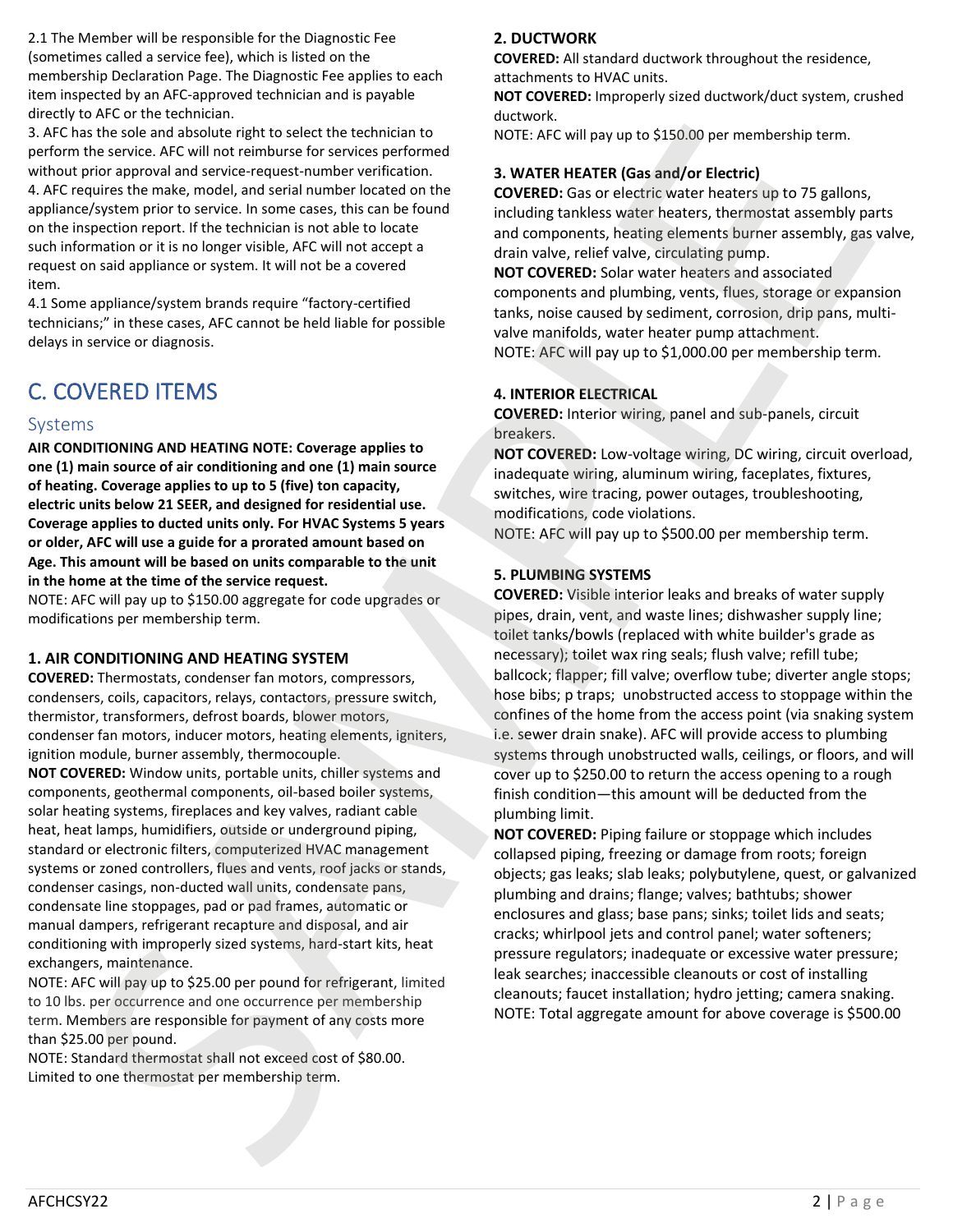2.1 The Member will be responsible for the Diagnostic Fee (sometimes called a service fee), which is listed on the membership Declaration Page. The Diagnostic Fee applies to each item inspected by an AFC-approved technician and is payable directly to AFC or the technician.

3. AFC has the sole and absolute right to select the technician to perform the service. AFC will not reimburse for services performed without prior approval and service-request-number verification.

4. AFC requires the make, model, and serial number located on the appliance/system prior to service. In some cases, this can be found on the inspection report. If the technician is not able to locate such information or it is no longer visible, AFC will not accept a request on said appliance or system. It will not be a covered item.

4.1 Some appliance/system brands require "factory-certified technicians;" in these cases, AFC cannot be held liable for possible delays in service or diagnosis.

# C. COVERED ITEMS

## Systems

**AIR CONDITIONING AND HEATING NOTE: Coverage applies to one (1) main source of air conditioning and one (1) main source of heating. Coverage applies to up to 5 (five) ton capacity, electric units below 21 SEER, and designed for residential use. Coverage applies to ducted units only. For HVAC Systems 5 years or older, AFC will use a guide for a prorated amount based on Age. This amount will be based on units comparable to the unit in the home at the time of the service request.**

NOTE: AFC will pay up to $150.00 aggregate for code upgrades or modifications per membership term.

### 1. AIR CONDITIONING AND HEATING SYSTEM

**COVERED:** Thermostats, condenser fan motors, compressors, condensers, coils, capacitors, relays, contactors, pressure switch, thermistor, transformers, defrost boards, blower motors, condenser fan motors, inducer motors, heating elements, igniters, ignition module, burner assembly, thermocouple.

**NOT COVERED:** Window units, portable units, chiller systems and components, geothermal components, oil-based boiler systems, solar heating systems, fireplaces and key valves, radiant cable heat, heat lamps, humidifiers, outside or underground piping, standard or electronic filters, computerized HVAC management systems or zoned controllers, flues and vents, roof jacks or stands, condenser casings, non-ducted wall units, condensate pans, condensate line stoppages, pad or pad frames, automatic or manual dampers, refrigerant recapture and disposal, and air conditioning with improperly sized systems, hard-start kits, heat exchangers, maintenance.

NOTE: AFC will pay up to $25.00 per pound for refrigerant, limited to 10 lbs. per occurrence and one occurrence per membership term. Members are responsible for payment of any costs more than $25.00 per pound.

NOTE: Standard thermostat shall not exceed cost of $80.00. Limited to one thermostat per membership term.

### 2. DUCTWORK

**COVERED:** All standard ductwork throughout the residence, attachments to HVAC units.

**NOT COVERED:** Improperly sized ductwork/duct system, crushed ductwork.

NOTE: AFC will pay up to $150.00 per membership term.

### 3. WATER HEATER (Gas and/or Electric)

**COVERED:** Gas or electric water heaters up to 75 gallons, including tankless water heaters, thermostat assembly parts and components, heating elements burner assembly, gas valve, drain valve, relief valve, circulating pump.

**NOT COVERED:** Solar water heaters and associated components and plumbing, vents, flues, storage or expansion tanks, noise caused by sediment, corrosion, drip pans, multi-valve manifolds, water heater pump attachment.

NOTE: AFC will pay up to $1,000.00 per membership term.

### 4. INTERIOR ELECTRICAL

**COVERED:** Interior wiring, panel and sub-panels, circuit breakers.

**NOT COVERED:** Low-voltage wiring, DC wiring, circuit overload, inadequate wiring, aluminum wiring, faceplates, fixtures, switches, wire tracing, power outages, troubleshooting, modifications, code violations.

NOTE: AFC will pay up to $500.00 per membership term.

### 5. PLUMBING SYSTEMS

**COVERED:** Visible interior leaks and breaks of water supply pipes, drain, vent, and waste lines; dishwasher supply line; toilet tanks/bowls (replaced with white builder's grade as necessary); toilet wax ring seals; flush valve; refill tube; ballcock; flapper; fill valve; overflow tube; diverter angle stops; hose bibs; p traps; unobstructed access to stoppage within the confines of the home from the access point (via snaking system i.e. sewer drain snake). AFC will provide access to plumbing systems through unobstructed walls, ceilings, or floors, and will cover up to $250.00 to return the access opening to a rough finish condition—this amount will be deducted from the plumbing limit.

**NOT COVERED:** Piping failure or stoppage which includes collapsed piping, freezing or damage from roots; foreign objects; gas leaks; slab leaks; polybutylene, quest, or galvanized plumbing and drains; flange; valves; bathtubs; shower enclosures and glass; base pans; sinks; toilet lids and seats; cracks; whirlpool jets and control panel; water softeners; pressure regulators; inadequate or excessive water pressure; leak searches; inaccessible cleanouts or cost of installing cleanouts; faucet installation; hydro jetting; camera snaking.

NOTE: Total aggregate amount for above coverage is $500.00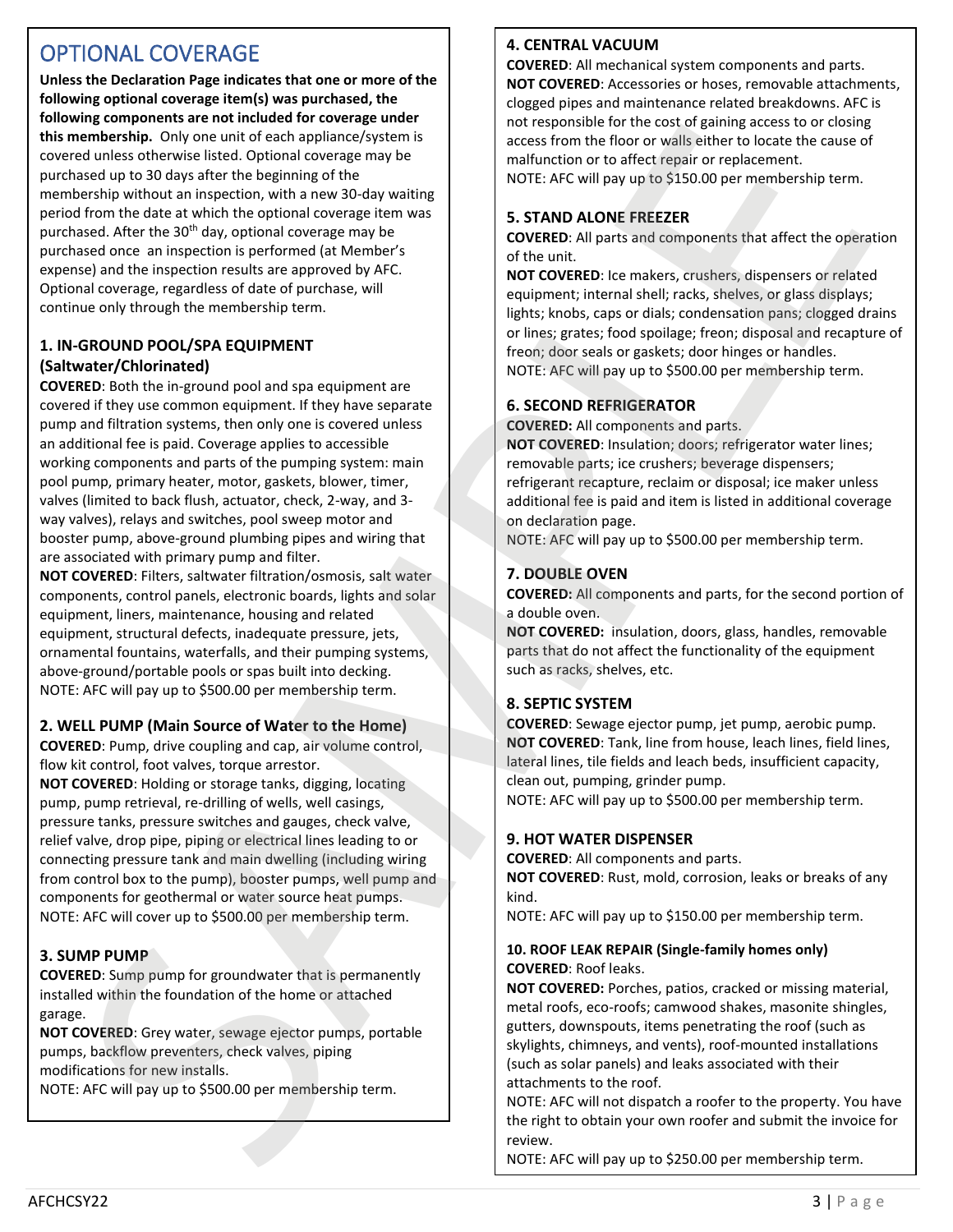# OPTIONAL COVERAGE

**Unless the Declaration Page indicates that one or more of the following optional coverage item(s) was purchased, the following components are not included for coverage under this membership.** Only one unit of each appliance/system is covered unless otherwise listed. Optional coverage may be purchased up to 30 days after the beginning of the membership without an inspection, with a new 30-day waiting period from the date at which the optional coverage item was purchased. After the 30th day, optional coverage may be purchased once an inspection is performed (at Member's expense) and the inspection results are approved by AFC. Optional coverage, regardless of date of purchase, will continue only through the membership term.

### 1. IN-GROUND POOL/SPA EQUIPMENT (Saltwater/Chlorinated)

**COVERED**: Both the in-ground pool and spa equipment are covered if they use common equipment. If they have separate pump and filtration systems, then only one is covered unless an additional fee is paid. Coverage applies to accessible working components and parts of the pumping system: main pool pump, primary heater, motor, gaskets, blower, timer, valves (limited to back flush, actuator, check, 2-way, and 3-way valves), relays and switches, pool sweep motor and booster pump, above-ground plumbing pipes and wiring that are associated with primary pump and filter.

**NOT COVERED**: Filters, saltwater filtration/osmosis, salt water components, control panels, electronic boards, lights and solar equipment, liners, maintenance, housing and related equipment, structural defects, inadequate pressure, jets, ornamental fountains, waterfalls, and their pumping systems, above-ground/portable pools or spas built into decking.

NOTE: AFC will pay up to $500.00 per membership term.

### 2. WELL PUMP (Main Source of Water to the Home)

**COVERED**: Pump, drive coupling and cap, air volume control, flow kit control, foot valves, torque arrestor.

**NOT COVERED**: Holding or storage tanks, digging, locating pump, pump retrieval, re-drilling of wells, well casings, pressure tanks, pressure switches and gauges, check valve, relief valve, drop pipe, piping or electrical lines leading to or connecting pressure tank and main dwelling (including wiring from control box to the pump), booster pumps, well pump and components for geothermal or water source heat pumps.

NOTE: AFC will cover up to $500.00 per membership term.

### 3. SUMP PUMP

**COVERED**: Sump pump for groundwater that is permanently installed within the foundation of the home or attached garage.

**NOT COVERED**: Grey water, sewage ejector pumps, portable pumps, backflow preventers, check valves, piping modifications for new installs.

NOTE: AFC will pay up to $500.00 per membership term.

### 4. CENTRAL VACUUM

**COVERED**: All mechanical system components and parts.

**NOT COVERED**: Accessories or hoses, removable attachments, clogged pipes and maintenance related breakdowns. AFC is not responsible for the cost of gaining access to or closing access from the floor or walls either to locate the cause of malfunction or to affect repair or replacement.

NOTE: AFC will pay up to $150.00 per membership term.

### 5. STAND ALONE FREEZER

**COVERED**: All parts and components that affect the operation of the unit.

**NOT COVERED**: Ice makers, crushers, dispensers or related equipment; internal shell; racks, shelves, or glass displays; lights; knobs, caps or dials; condensation pans; clogged drains or lines; grates; food spoilage; freon; disposal and recapture of freon; door seals or gaskets; door hinges or handles.

NOTE: AFC will pay up to $500.00 per membership term.

### 6. SECOND REFRIGERATOR

**COVERED:** All components and parts.

**NOT COVERED**: Insulation; doors; refrigerator water lines; removable parts; ice crushers; beverage dispensers; refrigerant recapture, reclaim or disposal; ice maker unless additional fee is paid and item is listed in additional coverage on declaration page.

NOTE: AFC will pay up to $500.00 per membership term.

### 7. DOUBLE OVEN

**COVERED:** All components and parts, for the second portion of a double oven.

**NOT COVERED:** insulation, doors, glass, handles, removable parts that do not affect the functionality of the equipment such as racks, shelves, etc.

### 8. SEPTIC SYSTEM

**COVERED**: Sewage ejector pump, jet pump, aerobic pump.

**NOT COVERED**: Tank, line from house, leach lines, field lines, lateral lines, tile fields and leach beds, insufficient capacity, clean out, pumping, grinder pump.

NOTE: AFC will pay up to $500.00 per membership term.

### 9. HOT WATER DISPENSER

**COVERED**: All components and parts.

**NOT COVERED**: Rust, mold, corrosion, leaks or breaks of any kind.

NOTE: AFC will pay up to $150.00 per membership term.

### 10. ROOF LEAK REPAIR (Single-family homes only)

**COVERED**: Roof leaks.

**NOT COVERED:** Porches, patios, cracked or missing material, metal roofs, eco-roofs; camwood shakes, masonite shingles, gutters, downspouts, items penetrating the roof (such as skylights, chimneys, and vents), roof-mounted installations (such as solar panels) and leaks associated with their attachments to the roof.

NOTE: AFC will not dispatch a roofer to the property. You have the right to obtain your own roofer and submit the invoice for review.

NOTE: AFC will pay up to $250.00 per membership term.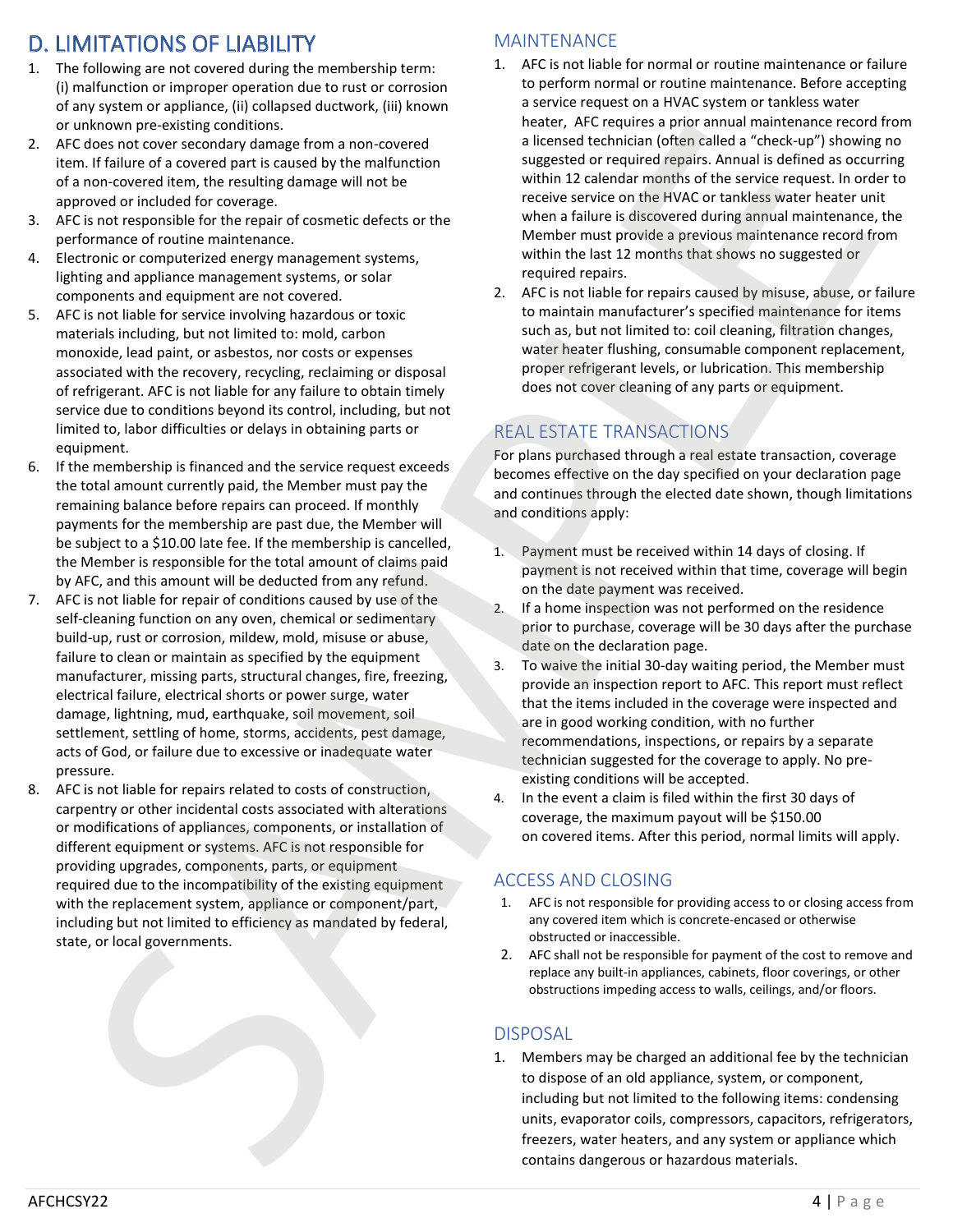## D. LIMITATIONS OF LIABILITY

1. The following are not covered during the membership term: (i) malfunction or improper operation due to rust or corrosion of any system or appliance, (ii) collapsed ductwork, (iii) known or unknown pre-existing conditions.
2. AFC does not cover secondary damage from a non-covered item. If failure of a covered part is caused by the malfunction of a non-covered item, the resulting damage will not be approved or included for coverage.
3. AFC is not responsible for the repair of cosmetic defects or the performance of routine maintenance.
4. Electronic or computerized energy management systems, lighting and appliance management systems, or solar components and equipment are not covered.
5. AFC is not liable for service involving hazardous or toxic materials including, but not limited to: mold, carbon monoxide, lead paint, or asbestos, nor costs or expenses associated with the recovery, recycling, reclaiming or disposal of refrigerant. AFC is not liable for any failure to obtain timely service due to conditions beyond its control, including, but not limited to, labor difficulties or delays in obtaining parts or equipment.
6. If the membership is financed and the service request exceeds the total amount currently paid, the Member must pay the remaining balance before repairs can proceed. If monthly payments for the membership are past due, the Member will be subject to a $10.00 late fee. If the membership is cancelled, the Member is responsible for the total amount of claims paid by AFC, and this amount will be deducted from any refund.
7. AFC is not liable for repair of conditions caused by use of the self-cleaning function on any oven, chemical or sedimentary build-up, rust or corrosion, mildew, mold, misuse or abuse, failure to clean or maintain as specified by the equipment manufacturer, missing parts, structural changes, fire, freezing, electrical failure, electrical shorts or power surge, water damage, lightning, mud, earthquake, soil movement, soil settlement, settling of home, storms, accidents, pest damage, acts of God, or failure due to excessive or inadequate water pressure.
8. AFC is not liable for repairs related to costs of construction, carpentry or other incidental costs associated with alterations or modifications of appliances, components, or installation of different equipment or systems. AFC is not responsible for providing upgrades, components, parts, or equipment required due to the incompatibility of the existing equipment with the replacement system, appliance or component/part, including but not limited to efficiency as mandated by federal, state, or local governments.

### MAINTENANCE

1. AFC is not liable for normal or routine maintenance or failure to perform normal or routine maintenance. Before accepting a service request on a HVAC system or tankless water heater, AFC requires a prior annual maintenance record from a licensed technician (often called a "check-up") showing no suggested or required repairs. Annual is defined as occurring within 12 calendar months of the service request. In order to receive service on the HVAC or tankless water heater unit when a failure is discovered during annual maintenance, the Member must provide a previous maintenance record from within the last 12 months that shows no suggested or required repairs.
2. AFC is not liable for repairs caused by misuse, abuse, or failure to maintain manufacturer's specified maintenance for items such as, but not limited to: coil cleaning, filtration changes, water heater flushing, consumable component replacement, proper refrigerant levels, or lubrication. This membership does not cover cleaning of any parts or equipment.

### REAL ESTATE TRANSACTIONS

For plans purchased through a real estate transaction, coverage becomes effective on the day specified on your declaration page and continues through the elected date shown, though limitations and conditions apply:

1. Payment must be received within 14 days of closing. If payment is not received within that time, coverage will begin on the date payment was received.
2. If a home inspection was not performed on the residence prior to purchase, coverage will be 30 days after the purchase date on the declaration page.
3. To waive the initial 30-day waiting period, the Member must provide an inspection report to AFC. This report must reflect that the items included in the coverage were inspected and are in good working condition, with no further recommendations, inspections, or repairs by a separate technician suggested for the coverage to apply. No pre-existing conditions will be accepted.
4. In the event a claim is filed within the first 30 days of coverage, the maximum payout will be $150.00 on covered items. After this period, normal limits will apply.

### ACCESS AND CLOSING

1. AFC is not responsible for providing access to or closing access from any covered item which is concrete-encased or otherwise obstructed or inaccessible.
2. AFC shall not be responsible for payment of the cost to remove and replace any built-in appliances, cabinets, floor coverings, or other obstructions impeding access to walls, ceilings, and/or floors.

### DISPOSAL

1. Members may be charged an additional fee by the technician to dispose of an old appliance, system, or component, including but not limited to the following items: condensing units, evaporator coils, compressors, capacitors, refrigerators, freezers, water heaters, and any system or appliance which contains dangerous or hazardous materials.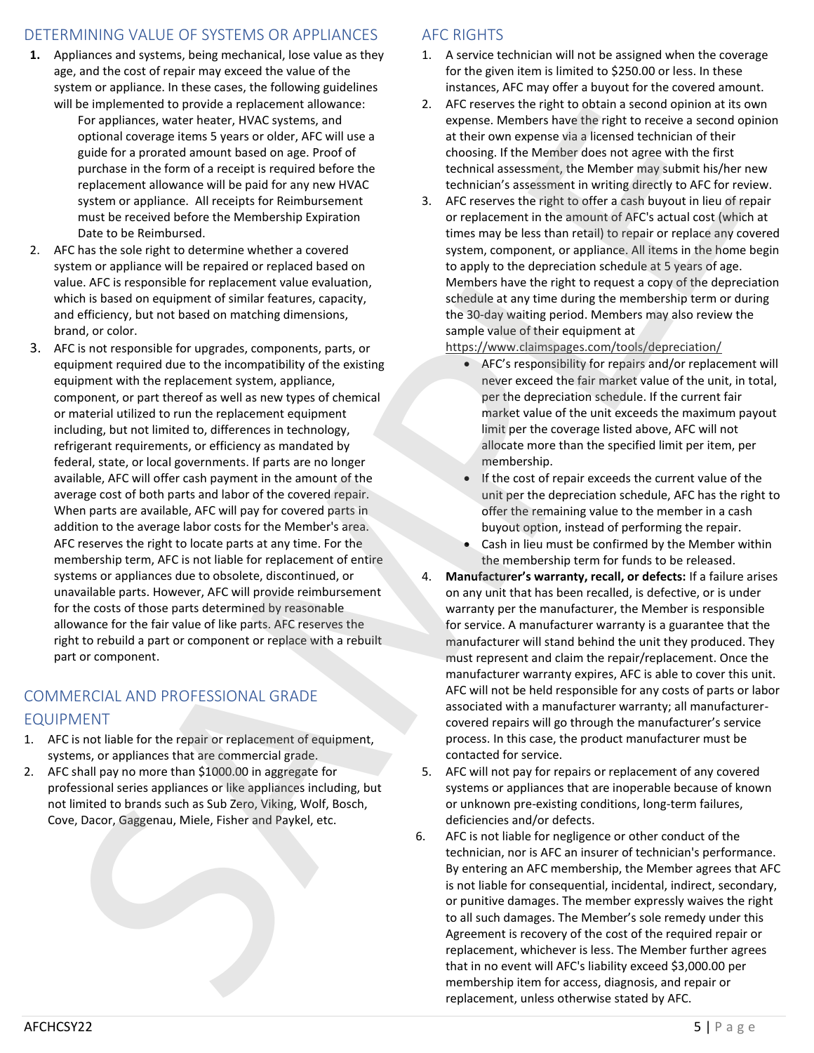## DETERMINING VALUE OF SYSTEMS OR APPLIANCES

1. Appliances and systems, being mechanical, lose value as they age, and the cost of repair may exceed the value of the system or appliance. In these cases, the following guidelines will be implemented to provide a replacement allowance:
   For appliances, water heater, HVAC systems, and optional coverage items 5 years or older, AFC will use a guide for a prorated amount based on age. Proof of purchase in the form of a receipt is required before the replacement allowance will be paid for any new HVAC system or appliance. All receipts for Reimbursement must be received before the Membership Expiration Date to be Reimbursed.
2. AFC has the sole right to determine whether a covered system or appliance will be repaired or replaced based on value. AFC is responsible for replacement value evaluation, which is based on equipment of similar features, capacity, and efficiency, but not based on matching dimensions, brand, or color.
3. AFC is not responsible for upgrades, components, parts, or equipment required due to the incompatibility of the existing equipment with the replacement system, appliance, component, or part thereof as well as new types of chemical or material utilized to run the replacement equipment including, but not limited to, differences in technology, refrigerant requirements, or efficiency as mandated by federal, state, or local governments. If parts are no longer available, AFC will offer cash payment in the amount of the average cost of both parts and labor of the covered repair. When parts are available, AFC will pay for covered parts in addition to the average labor costs for the Member's area. AFC reserves the right to locate parts at any time. For the membership term, AFC is not liable for replacement of entire systems or appliances due to obsolete, discontinued, or unavailable parts. However, AFC will provide reimbursement for the costs of those parts determined by reasonable allowance for the fair value of like parts. AFC reserves the right to rebuild a part or component or replace with a rebuilt part or component.

## COMMERCIAL AND PROFESSIONAL GRADE EQUIPMENT

1. AFC is not liable for the repair or replacement of equipment, systems, or appliances that are commercial grade.
2. AFC shall pay no more than $1000.00 in aggregate for professional series appliances or like appliances including, but not limited to, brands such as Sub Zero, Viking, Wolf, Bosch, Cove, Dacor, Gaggenau, Miele, Fisher and Paykel, etc.

## AFC RIGHTS

1. A service technician will not be assigned when the coverage for the given item is limited to $250.00 or less. In these instances, AFC may offer a buyout for the covered amount.
2. AFC reserves the right to obtain a second opinion at its own expense. Members have the right to receive a second opinion at their own expense via a licensed technician of their choosing. If the Member does not agree with the first technical assessment, the Member may submit his/her new technician's assessment in writing directly to AFC for review.
3. AFC reserves the right to offer a cash buyout in lieu of repair or replacement in the amount of AFC's actual cost (which at times may be less than retail) to repair or replace any covered system, component, or appliance. All items in the home begin to apply to the depreciation schedule at 5 years of age. Members have the right to request a copy of the depreciation schedule at any time during the membership term or during the 30-day waiting period. Members may also review the sample value of their equipment at https://www.claimspages.com/tools/depreciation/
   - AFC's responsibility for repairs and/or replacement will never exceed the fair market value of the unit, in total, per the depreciation schedule. If the current fair market value of the unit exceeds the maximum payout limit per the coverage listed above, AFC will not allocate more than the specified limit per item, per membership.
   - If the cost of repair exceeds the current value of the unit per the depreciation schedule, AFC has the right to offer the remaining value to the member in a cash buyout option, instead of performing the repair.
   - Cash in lieu must be confirmed by the Member within the membership term for funds to be released.
4. **Manufacturer's warranty, recall, or defects:** If a failure arises on any unit that has been recalled, is defective, or is under warranty per the manufacturer, the Member is responsible for service. A manufacturer warranty is a guarantee that the manufacturer will stand behind the unit they produced. They must represent and claim the repair/replacement. Once the manufacturer warranty expires, AFC is able to cover this unit. AFC will not be held responsible for any costs of parts or labor associated with a manufacturer warranty; all manufacturer-covered repairs will go through the manufacturer's service process. In this case, the product manufacturer must be contacted for service.
5. AFC will not pay for repairs or replacement of any covered systems or appliances that are inoperable because of known or unknown pre-existing conditions, long-term failures, deficiencies and/or defects.
6. AFC is not liable for negligence or other conduct of the technician, nor is AFC an insurer of technician's performance. By entering an AFC membership, the Member agrees that AFC is not liable for consequential, incidental, indirect, secondary, or punitive damages. The member expressly waives the right to all such damages. The Member's sole remedy under this Agreement is recovery of the cost of the required repair or replacement, whichever is less. The Member further agrees that in no event will AFC's liability exceed $3,000.00 per membership item for access, diagnosis, and repair or replacement, unless otherwise stated by AFC.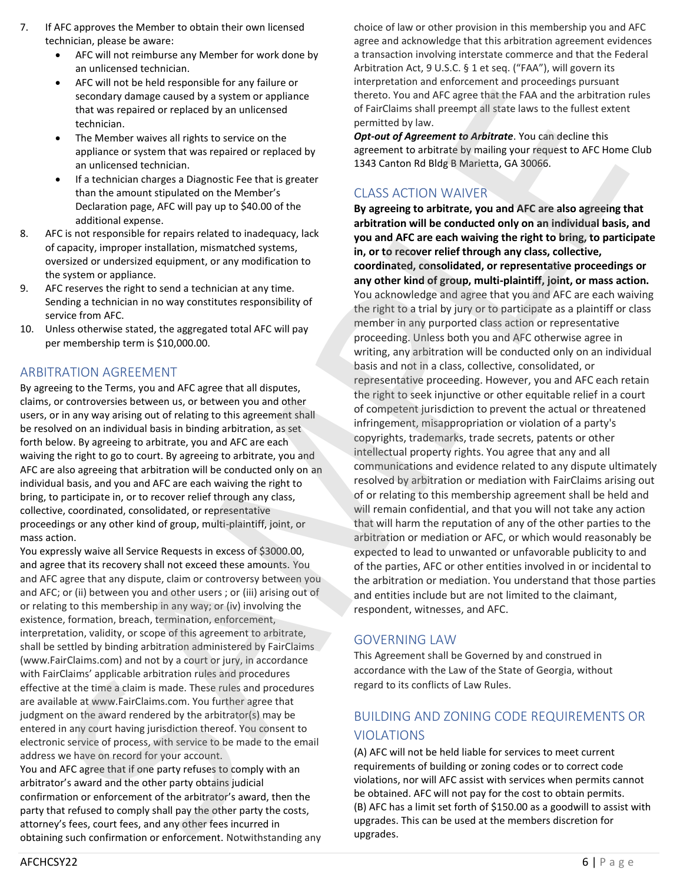7. If AFC approves the Member to obtain their own licensed technician, please be aware:
   - AFC will not reimburse any Member for work done by an unlicensed technician.
   - AFC will not be held responsible for any failure or secondary damage caused by a system or appliance that was repaired or replaced by an unlicensed technician.
   - The Member waives all rights to service on the appliance or system that was repaired or replaced by an unlicensed technician.
   - If a technician charges a Diagnostic Fee that is greater than the amount stipulated on the Member's Declaration page, AFC will pay up to $40.00 of the additional expense.
8. AFC is not responsible for repairs related to inadequacy, lack of capacity, improper installation, mismatched systems, oversized or undersized equipment, or any modification to the system or appliance.
9. AFC reserves the right to send a technician at any time. Sending a technician in no way constitutes responsibility of service from AFC.
10. Unless otherwise stated, the aggregated total AFC will pay per membership term is $10,000.00.

## ARBITRATION AGREEMENT

By agreeing to the Terms, you and AFC agree that all disputes, claims, or controversies between us, or between you and other users, or in any way arising out of relating to this agreement shall be resolved on an individual basis in binding arbitration, as set forth below. By agreeing to arbitrate, you and AFC are each waiving the right to go to court. By agreeing to arbitrate, you and AFC are also agreeing that arbitration will be conducted only on an individual basis, and you and AFC are each waiving the right to bring, to participate in, or to recover relief through any class, collective, coordinated, consolidated, or representative proceedings or any other kind of group, multi-plaintiff, joint, or mass action.

You expressly waive all Service Requests in excess of $3000.00, and agree that its recovery shall not exceed these amounts. You and AFC agree that any dispute, claim or controversy between you and AFC; or (ii) between you and other users ; or (iii) arising out of or relating to this membership in any way; or (iv) involving the existence, formation, breach, termination, enforcement, interpretation, validity, or scope of this agreement to arbitrate, shall be settled by binding arbitration administered by FairClaims (www.FairClaims.com) and not by a court or jury, in accordance with FairClaims' applicable arbitration rules and procedures effective at the time a claim is made. These rules and procedures are available at www.FairClaims.com. You further agree that judgment on the award rendered by the arbitrator(s) may be entered in any court having jurisdiction thereof. You consent to electronic service of process, with service to be made to the email address we have on record for your account.

You and AFC agree that if one party refuses to comply with an arbitrator's award and the other party obtains judicial confirmation or enforcement of the arbitrator's award, then the party that refused to comply shall pay the other party the costs, attorney's fees, court fees, and any other fees incurred in obtaining such confirmation or enforcement. Notwithstanding any choice of law or other provision in this membership you and AFC agree and acknowledge that this arbitration agreement evidences a transaction involving interstate commerce and that the Federal Arbitration Act, 9 U.S.C. § 1 et seq. ("FAA"), will govern its interpretation and enforcement and proceedings pursuant thereto. You and AFC agree that the FAA and the arbitration rules of FairClaims shall preempt all state laws to the fullest extent permitted by law.

***Opt-out of Agreement to Arbitrate***. You can decline this agreement to arbitrate by mailing your request to AFC Home Club 1343 Canton Rd Bldg B Marietta, GA 30066.

## CLASS ACTION WAIVER

**By agreeing to arbitrate, you and AFC are also agreeing that arbitration will be conducted only on an individual basis, and you and AFC are each waiving the right to bring, to participate in, or to recover relief through any class, collective, coordinated, consolidated, or representative proceedings or any other kind of group, multi-plaintiff, joint, or mass action.** You acknowledge and agree that you and AFC are each waiving the right to a trial by jury or to participate as a plaintiff or class member in any purported class action or representative proceeding. Unless both you and AFC otherwise agree in writing, any arbitration will be conducted only on an individual basis and not in a class, collective, consolidated, or representative proceeding. However, you and AFC each retain the right to seek injunctive or other equitable relief in a court of competent jurisdiction to prevent the actual or threatened infringement, misappropriation or violation of a party's copyrights, trademarks, trade secrets, patents or other intellectual property rights. You agree that any and all communications and evidence related to any dispute ultimately resolved by arbitration or mediation with FairClaims arising out of or relating to this membership agreement shall be held and will remain confidential, and that you will not take any action that will harm the reputation of any of the other parties to the arbitration or mediation or AFC, or which would reasonably be expected to lead to unwanted or unfavorable publicity to and of the parties, AFC or other entities involved in or incidental to the arbitration or mediation. You understand that those parties and entities include but are not limited to the claimant, respondent, witnesses, and AFC.

## GOVERNING LAW

This Agreement shall be Governed by and construed in accordance with the Law of the State of Georgia, without regard to its conflicts of Law Rules.

## BUILDING AND ZONING CODE REQUIREMENTS OR VIOLATIONS

(A) AFC will not be held liable for services to meet current requirements of building or zoning codes or to correct code violations, nor will AFC assist with services when permits cannot be obtained. AFC will not pay for the cost to obtain permits.
(B) AFC has a limit set forth of $150.00 as a goodwill to assist with upgrades. This can be used at the members discretion for upgrades.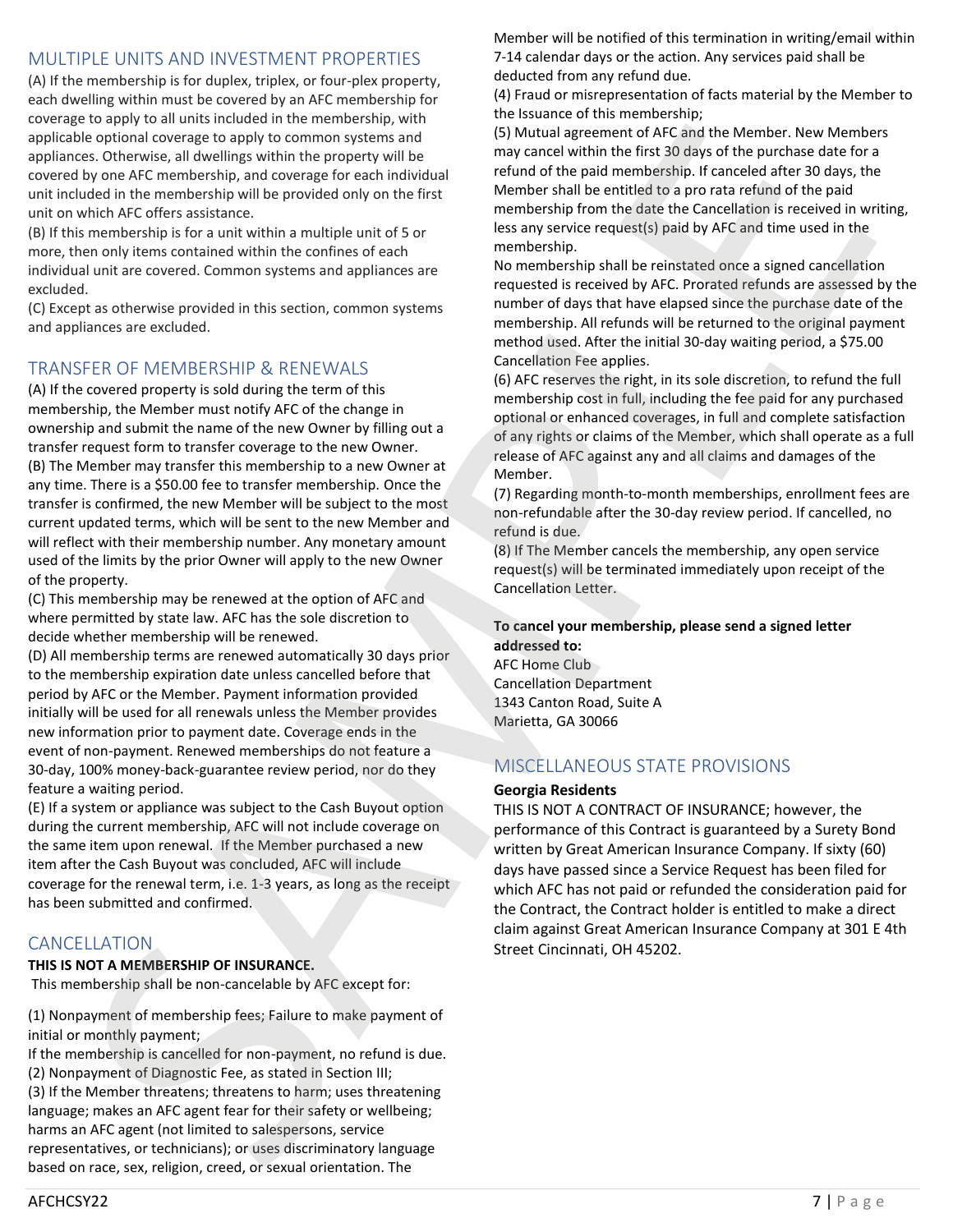## MULTIPLE UNITS AND INVESTMENT PROPERTIES

(A) If the membership is for duplex, triplex, or four-plex property, each dwelling within must be covered by an AFC membership for coverage to apply to all units included in the membership, with applicable optional coverage to apply to common systems and appliances. Otherwise, all dwellings within the property will be covered by one AFC membership, and coverage for each individual unit included in the membership will be provided only on the first unit on which AFC offers assistance.

(B) If this membership is for a unit within a multiple unit of 5 or more, then only items contained within the confines of each individual unit are covered. Common systems and appliances are excluded.

(C) Except as otherwise provided in this section, common systems and appliances are excluded.

## TRANSFER OF MEMBERSHIP & RENEWALS

(A) If the covered property is sold during the term of this membership, the Member must notify AFC of the change in ownership and submit the name of the new Owner by filling out a transfer request form to transfer coverage to the new Owner.

(B) The Member may transfer this membership to a new Owner at any time. There is a $50.00 fee to transfer membership. Once the transfer is confirmed, the new Member will be subject to the most current updated terms, which will be sent to the new Member and will reflect with their membership number. Any monetary amount used of the limits by the prior Owner will apply to the new Owner of the property.

(C) This membership may be renewed at the option of AFC and where permitted by state law. AFC has the sole discretion to decide whether membership will be renewed.

(D) All membership terms are renewed automatically 30 days prior to the membership expiration date unless cancelled before that period by AFC or the Member. Payment information provided initially will be used for all renewals unless the Member provides new information prior to payment date. Coverage ends in the event of non-payment. Renewed memberships do not feature a 30-day, 100% money-back-guarantee review period, nor do they feature a waiting period.

(E) If a system or appliance was subject to the Cash Buyout option during the current membership, AFC will not include coverage on the same item upon renewal. If the Member purchased a new item after the Cash Buyout was concluded, AFC will include coverage for the renewal term, i.e. 1-3 years, as long as the receipt has been submitted and confirmed.

## CANCELLATION

**THIS IS NOT A MEMBERSHIP OF INSURANCE.**

This membership shall be non-cancelable by AFC except for:

(1) Nonpayment of membership fees; Failure to make payment of initial or monthly payment;
If the membership is cancelled for non-payment, no refund is due.

(2) Nonpayment of Diagnostic Fee, as stated in Section III;

(3) If the Member threatens; threatens to harm; uses threatening language; makes an AFC agent fear for their safety or wellbeing; harms an AFC agent (not limited to salespersons, service representatives, or technicians); or uses discriminatory language based on race, sex, religion, creed, or sexual orientation. The Member will be notified of this termination in writing/email within 7-14 calendar days or the action. Any services paid shall be deducted from any refund due.

(4) Fraud or misrepresentation of facts material by the Member to the Issuance of this membership;

(5) Mutual agreement of AFC and the Member. New Members may cancel within the first 30 days of the purchase date for a refund of the paid membership. If canceled after 30 days, the Member shall be entitled to a pro rata refund of the paid membership from the date the Cancellation is received in writing, less any service request(s) paid by AFC and time used in the membership.
No membership shall be reinstated once a signed cancellation requested is received by AFC. Prorated refunds are assessed by the number of days that have elapsed since the purchase date of the membership. All refunds will be returned to the original payment method used. After the initial 30-day waiting period, a $75.00 Cancellation Fee applies.

(6) AFC reserves the right, in its sole discretion, to refund the full membership cost in full, including the fee paid for any purchased optional or enhanced coverages, in full and complete satisfaction of any rights or claims of the Member, which shall operate as a full release of AFC against any and all claims and damages of the Member.

(7) Regarding month-to-month memberships, enrollment fees are non-refundable after the 30-day review period. If cancelled, no refund is due.

(8) If The Member cancels the membership, any open service request(s) will be terminated immediately upon receipt of the Cancellation Letter.

**To cancel your membership, please send a signed letter addressed to:**
AFC Home Club
Cancellation Department
1343 Canton Road, Suite A
Marietta, GA 30066

## MISCELLANEOUS STATE PROVISIONS

**Georgia Residents**

THIS IS NOT A CONTRACT OF INSURANCE; however, the performance of this Contract is guaranteed by a Surety Bond written by Great American Insurance Company. If sixty (60) days have passed since a Service Request has been filed for which AFC has not paid or refunded the consideration paid for the Contract, the Contract holder is entitled to make a direct claim against Great American Insurance Company at 301 E 4th Street Cincinnati, OH 45202.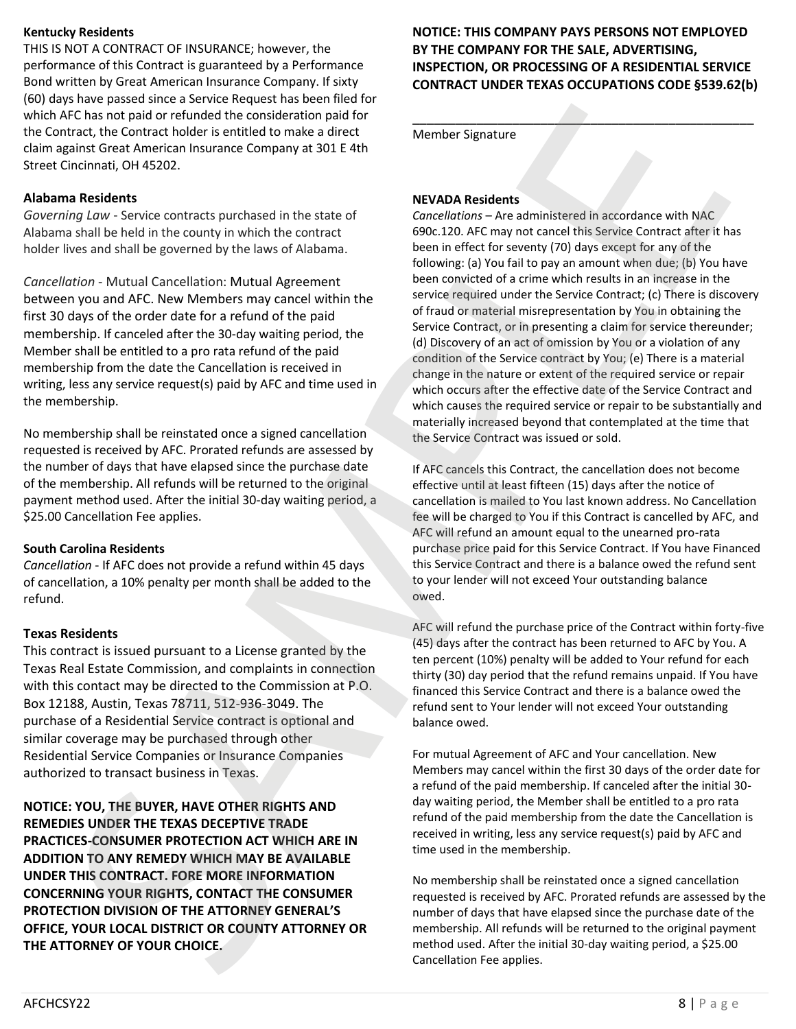**Kentucky Residents**

THIS IS NOT A CONTRACT OF INSURANCE; however, the performance of this Contract is guaranteed by a Performance Bond written by Great American Insurance Company. If sixty (60) days have passed since a Service Request has been filed for which AFC has not paid or refunded the consideration paid for the Contract, the Contract holder is entitled to make a direct claim against Great American Insurance Company at 301 E 4th Street Cincinnati, OH 45202.

**Alabama Residents**

*Governing Law* - Service contracts purchased in the state of Alabama shall be held in the county in which the contract holder lives and shall be governed by the laws of Alabama.

*Cancellation* - Mutual Cancellation: Mutual Agreement between you and AFC. New Members may cancel within the first 30 days of the order date for a refund of the paid membership. If canceled after the 30-day waiting period, the Member shall be entitled to a pro rata refund of the paid membership from the date the Cancellation is received in writing, less any service request(s) paid by AFC and time used in the membership.

No membership shall be reinstated once a signed cancellation requested is received by AFC. Prorated refunds are assessed by the number of days that have elapsed since the purchase date of the membership. All refunds will be returned to the original payment method used. After the initial 30-day waiting period, a $25.00 Cancellation Fee applies.

**South Carolina Residents**

*Cancellation* - If AFC does not provide a refund within 45 days of cancellation, a 10% penalty per month shall be added to the refund.

**Texas Residents**

This contract is issued pursuant to a License granted by the Texas Real Estate Commission, and complaints in connection with this contact may be directed to the Commission at P.O. Box 12188, Austin, Texas 78711, 512-936-3049. The purchase of a Residential Service contract is optional and similar coverage may be purchased through other Residential Service Companies or Insurance Companies authorized to transact business in Texas.

**NOTICE: YOU, THE BUYER, HAVE OTHER RIGHTS AND REMEDIES UNDER THE TEXAS DECEPTIVE TRADE PRACTICES-CONSUMER PROTECTION ACT WHICH ARE IN ADDITION TO ANY REMEDY WHICH MAY BE AVAILABLE UNDER THIS CONTRACT. FORE MORE INFORMATION CONCERNING YOUR RIGHTS, CONTACT THE CONSUMER PROTECTION DIVISION OF THE ATTORNEY GENERAL'S OFFICE, YOUR LOCAL DISTRICT OR COUNTY ATTORNEY OR THE ATTORNEY OF YOUR CHOICE.**

**NOTICE: THIS COMPANY PAYS PERSONS NOT EMPLOYED BY THE COMPANY FOR THE SALE, ADVERTISING, INSPECTION, OR PROCESSING OF A RESIDENTIAL SERVICE CONTRACT UNDER TEXAS OCCUPATIONS CODE §539.62(b)**

\_\_\_\_\_\_\_\_\_\_\_\_\_\_\_\_\_\_\_\_\_\_\_\_\_\_\_\_\_\_\_\_\_\_\_\_\_\_\_\_\_\_\_\_

Member Signature

**NEVADA Residents**

*Cancellations* – Are administered in accordance with NAC 690c.120. AFC may not cancel this Service Contract after it has been in effect for seventy (70) days except for any of the following: (a) You fail to pay an amount when due; (b) You have been convicted of a crime which results in an increase in the service required under the Service Contract; (c) There is discovery of fraud or material misrepresentation by You in obtaining the Service Contract, or in presenting a claim for service thereunder; (d) Discovery of an act of omission by You or a violation of any condition of the Service contract by You; (e) There is a material change in the nature or extent of the required service or repair which occurs after the effective date of the Service Contract and which causes the required service or repair to be substantially and materially increased beyond that contemplated at the time that the Service Contract was issued or sold.

If AFC cancels this Contract, the cancellation does not become effective until at least fifteen (15) days after the notice of cancellation is mailed to You last known address. No Cancellation fee will be charged to You if this Contract is cancelled by AFC, and AFC will refund an amount equal to the unearned pro-rata purchase price paid for this Service Contract. If You have Financed this Service Contract and there is a balance owed the refund sent to your lender will not exceed Your outstanding balance owed.

AFC will refund the purchase price of the Contract within forty-five (45) days after the contract has been returned to AFC by You. A ten percent (10%) penalty will be added to Your refund for each thirty (30) day period that the refund remains unpaid. If You have financed this Service Contract and there is a balance owed the refund sent to Your lender will not exceed Your outstanding balance owed.

For mutual Agreement of AFC and Your cancellation. New Members may cancel within the first 30 days of the order date for a refund of the paid membership. If canceled after the initial 30-day waiting period, the Member shall be entitled to a pro rata refund of the paid membership from the date the Cancellation is received in writing, less any service request(s) paid by AFC and time used in the membership.

No membership shall be reinstated once a signed cancellation requested is received by AFC. Prorated refunds are assessed by the number of days that have elapsed since the purchase date of the membership. All refunds will be returned to the original payment method used. After the initial 30-day waiting period, a $25.00 Cancellation Fee applies.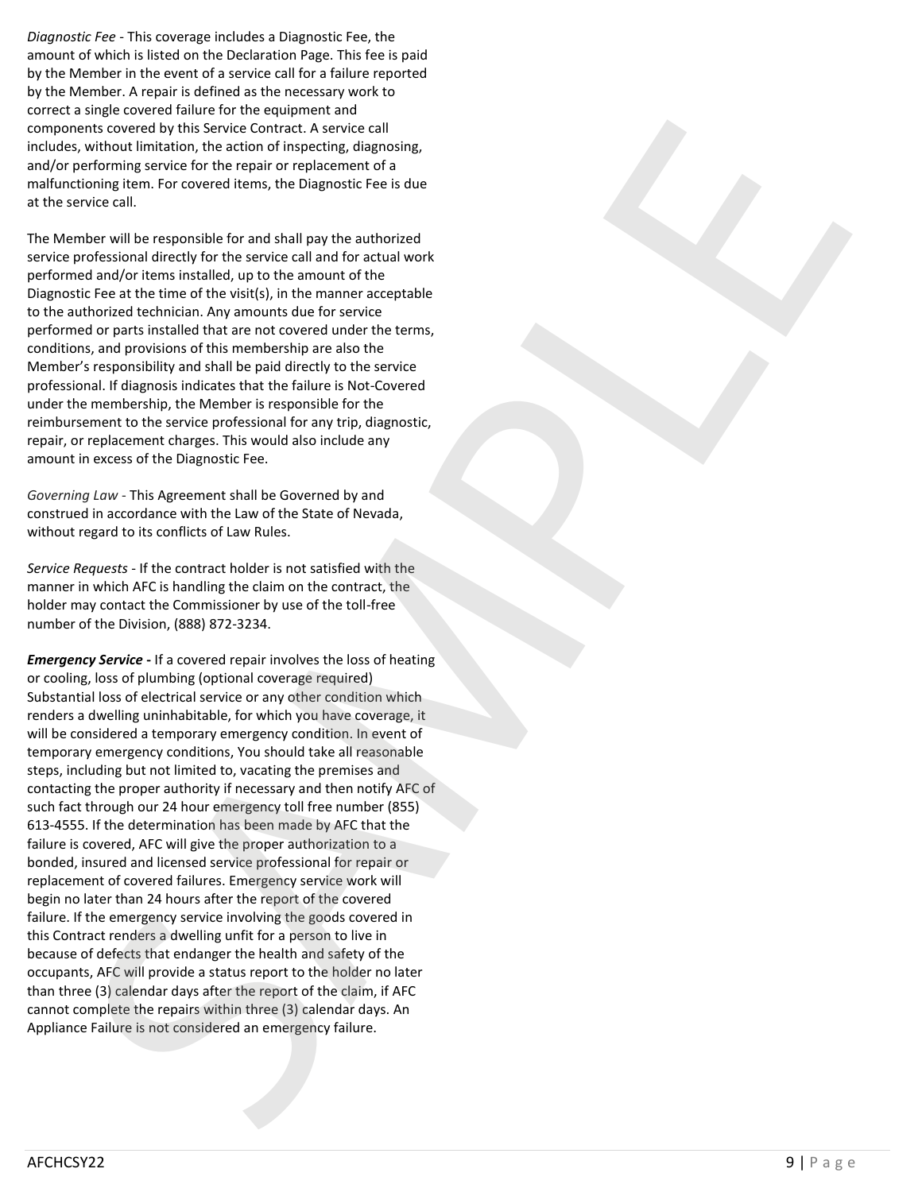*Diagnostic Fee* - This coverage includes a Diagnostic Fee, the amount of which is listed on the Declaration Page. This fee is paid by the Member in the event of a service call for a failure reported by the Member. A repair is defined as the necessary work to correct a single covered failure for the equipment and components covered by this Service Contract. A service call includes, without limitation, the action of inspecting, diagnosing, and/or performing service for the repair or replacement of a malfunctioning item. For covered items, the Diagnostic Fee is due at the service call.

The Member will be responsible for and shall pay the authorized service professional directly for the service call and for actual work performed and/or items installed, up to the amount of the Diagnostic Fee at the time of the visit(s), in the manner acceptable to the authorized technician. Any amounts due for service performed or parts installed that are not covered under the terms, conditions, and provisions of this membership are also the Member's responsibility and shall be paid directly to the service professional. If diagnosis indicates that the failure is Not-Covered under the membership, the Member is responsible for the reimbursement to the service professional for any trip, diagnostic, repair, or replacement charges. This would also include any amount in excess of the Diagnostic Fee.

*Governing Law* - This Agreement shall be Governed by and construed in accordance with the Law of the State of Nevada, without regard to its conflicts of Law Rules.

*Service Requests* - If the contract holder is not satisfied with the manner in which AFC is handling the claim on the contract, the holder may contact the Commissioner by use of the toll-free number of the Division, (888) 872-3234.

***Emergency Service*** **-** If a covered repair involves the loss of heating or cooling, loss of plumbing (optional coverage required) Substantial loss of electrical service or any other condition which renders a dwelling uninhabitable, for which you have coverage, it will be considered a temporary emergency condition. In event of temporary emergency conditions, You should take all reasonable steps, including but not limited to, vacating the premises and contacting the proper authority if necessary and then notify AFC of such fact through our 24 hour emergency toll free number (855) 613-4555. If the determination has been made by AFC that the failure is covered, AFC will give the proper authorization to a bonded, insured and licensed service professional for repair or replacement of covered failures. Emergency service work will begin no later than 24 hours after the report of the covered failure. If the emergency service involving the goods covered in this Contract renders a dwelling unfit for a person to live in because of defects that endanger the health and safety of the occupants, AFC will provide a status report to the holder no later than three (3) calendar days after the report of the claim, if AFC cannot complete the repairs within three (3) calendar days. An Appliance Failure is not considered an emergency failure.